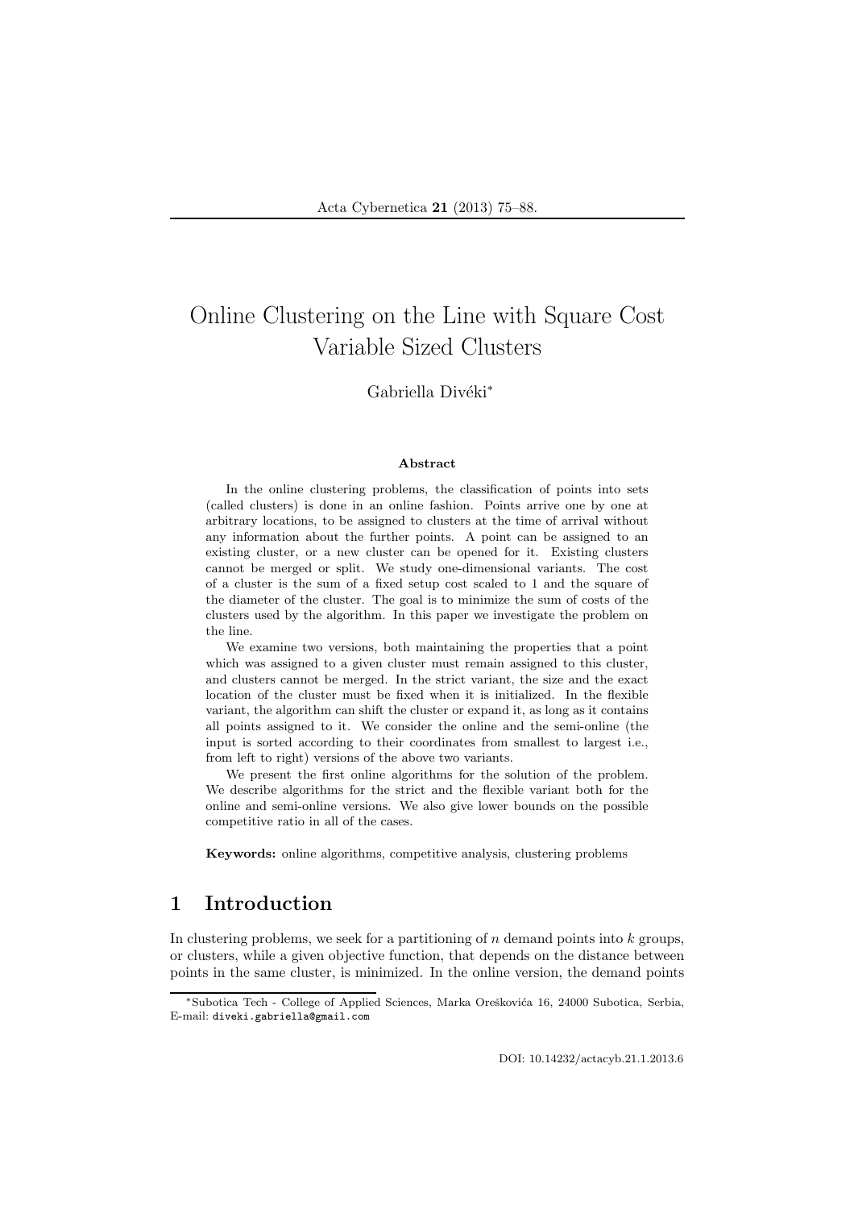# Online Clustering on the Line with Square Cost Variable Sized Clusters

Gabriella Divéki[*]

## Abstract

In the online clustering problems, the classification of points into sets (called clusters) is done in an online fashion. Points arrive one by one at arbitrary locations, to be assigned to clusters at the time of arrival without any information about the further points. A point can be assigned to an existing cluster, or a new cluster can be opened for it. Existing clusters cannot be merged or split. We study one-dimensional variants. The cost of a cluster is the sum of a fixed setup cost scaled to 1 and the square of the diameter of the cluster. The goal is to minimize the sum of costs of the clusters used by the algorithm. In this paper we investigate the problem on the line.

We examine two versions, both maintaining the properties that a point which was assigned to a given cluster must remain assigned to this cluster, and clusters cannot be merged. In the strict variant, the size and the exact location of the cluster must be fixed when it is initialized. In the flexible variant, the algorithm can shift the cluster or expand it, as long as it contains all points assigned to it. We consider the online and the semi-online (the input is sorted according to their coordinates from smallest to largest i.e., from left to right) versions of the above two variants.

We present the first online algorithms for the solution of the problem. We describe algorithms for the strict and the flexible variant both for the online and semi-online versions. We also give lower bounds on the possible competitive ratio in all of the cases.

**Keywords:** online algorithms, competitive analysis, clustering problems

## 1 Introduction

In clustering problems, we seek for a partitioning of $n$ demand points into $k$ groups, or clusters, while a given objective function, that depends on the distance between points in the same cluster, is minimized. In the online version, the demand points

[*] Subotica Tech - College of Applied Sciences, Marka Oreškovića 16, 24000 Subotica, Serbia, E-mail: diveki.gabriella@gmail.com

DOI: 10.14232/actacyb.21.1.2013.6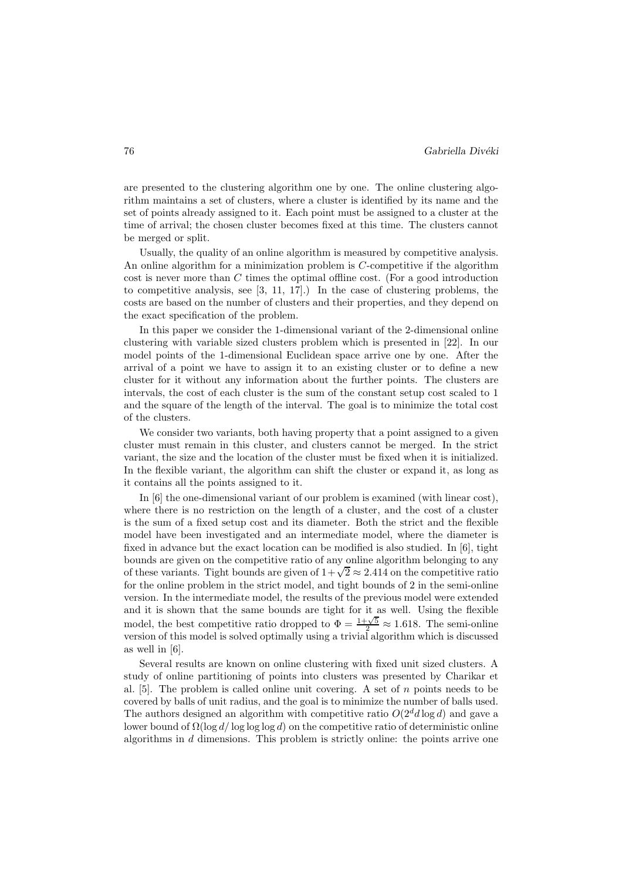are presented to the clustering algorithm one by one. The online clustering algorithm maintains a set of clusters, where a cluster is identified by its name and the set of points already assigned to it. Each point must be assigned to a cluster at the time of arrival; the chosen cluster becomes fixed at this time. The clusters cannot be merged or split.

Usually, the quality of an online algorithm is measured by competitive analysis. An online algorithm for a minimization problem is $C$-competitive if the algorithm cost is never more than $C$ times the optimal offline cost. (For a good introduction to competitive analysis, see [3, 11, 17].) In the case of clustering problems, the costs are based on the number of clusters and their properties, and they depend on the exact specification of the problem.

In this paper we consider the 1-dimensional variant of the 2-dimensional online clustering with variable sized clusters problem which is presented in [22]. In our model points of the 1-dimensional Euclidean space arrive one by one. After the arrival of a point we have to assign it to an existing cluster or to define a new cluster for it without any information about the further points. The clusters are intervals, the cost of each cluster is the sum of the constant setup cost scaled to 1 and the square of the length of the interval. The goal is to minimize the total cost of the clusters.

We consider two variants, both having property that a point assigned to a given cluster must remain in this cluster, and clusters cannot be merged. In the strict variant, the size and the location of the cluster must be fixed when it is initialized. In the flexible variant, the algorithm can shift the cluster or expand it, as long as it contains all the points assigned to it.

In [6] the one-dimensional variant of our problem is examined (with linear cost), where there is no restriction on the length of a cluster, and the cost of a cluster is the sum of a fixed setup cost and its diameter. Both the strict and the flexible model have been investigated and an intermediate model, where the diameter is fixed in advance but the exact location can be modified is also studied. In [6], tight bounds are given on the competitive ratio of any online algorithm belonging to any of these variants. Tight bounds are given of $1+\sqrt{2} \approx 2.414$ on the competitive ratio for the online problem in the strict model, and tight bounds of 2 in the semi-online version. In the intermediate model, the results of the previous model were extended and it is shown that the same bounds are tight for it as well. Using the flexible model, the best competitive ratio dropped to $\Phi = \frac{1+\sqrt{5}}{2} \approx 1.618$. The semi-online version of this model is solved optimally using a trivial algorithm which is discussed as well in [6].

Several results are known on online clustering with fixed unit sized clusters. A study of online partitioning of points into clusters was presented by Charikar et al. [5]. The problem is called online unit covering. A set of $n$ points needs to be covered by balls of unit radius, and the goal is to minimize the number of balls used. The authors designed an algorithm with competitive ratio $O(2^d d \log d)$ and gave a lower bound of $\Omega(\log d / \log \log \log d)$ on the competitive ratio of deterministic online algorithms in $d$ dimensions. This problem is strictly online: the points arrive one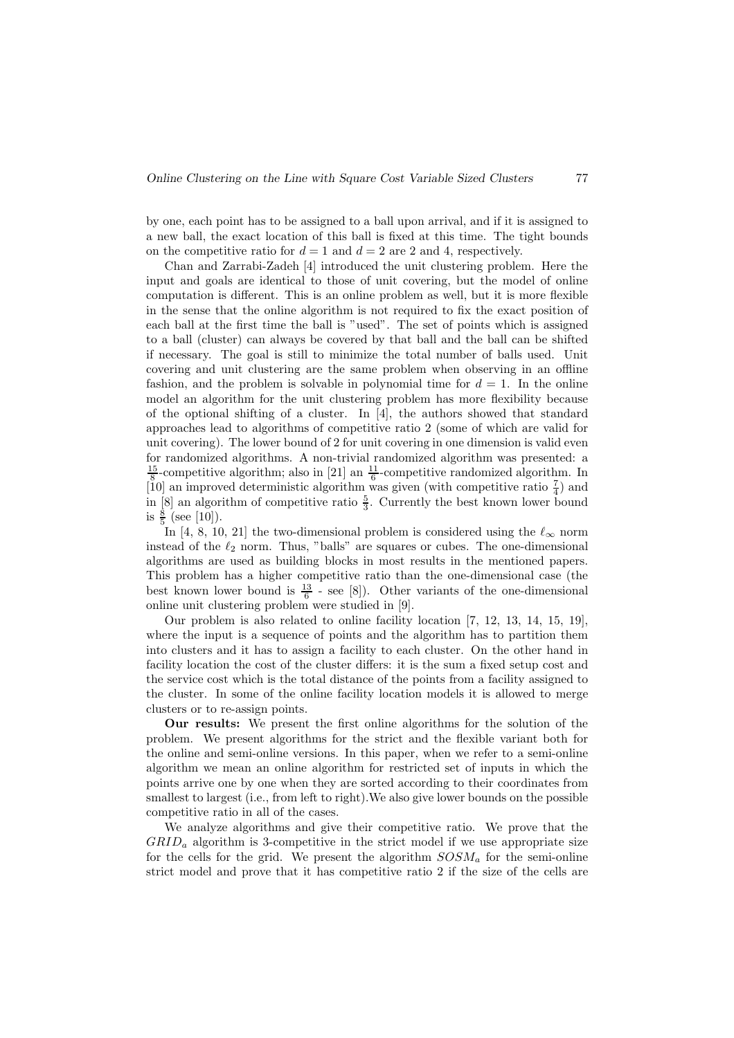by one, each point has to be assigned to a ball upon arrival, and if it is assigned to a new ball, the exact location of this ball is fixed at this time. The tight bounds on the competitive ratio for $d = 1$ and $d = 2$ are 2 and 4, respectively.

Chan and Zarrabi-Zadeh [4] introduced the unit clustering problem. Here the input and goals are identical to those of unit covering, but the model of online computation is different. This is an online problem as well, but it is more flexible in the sense that the online algorithm is not required to fix the exact position of each ball at the first time the ball is "used". The set of points which is assigned to a ball (cluster) can always be covered by that ball and the ball can be shifted if necessary. The goal is still to minimize the total number of balls used. Unit covering and unit clustering are the same problem when observing in an offline fashion, and the problem is solvable in polynomial time for $d = 1$. In the online model an algorithm for the unit clustering problem has more flexibility because of the optional shifting of a cluster. In [4], the authors showed that standard approaches lead to algorithms of competitive ratio 2 (some of which are valid for unit covering). The lower bound of 2 for unit covering in one dimension is valid even for randomized algorithms. A non-trivial randomized algorithm was presented: a $\frac{15}{8}$-competitive algorithm; also in [21] an $\frac{11}{6}$-competitive randomized algorithm. In [10] an improved deterministic algorithm was given (with competitive ratio $\frac{7}{4}$) and in [8] an algorithm of competitive ratio $\frac{5}{3}$. Currently the best known lower bound is $\frac{8}{5}$ (see [10]).

In [4, 8, 10, 21] the two-dimensional problem is considered using the $\ell_\infty$ norm instead of the $\ell_2$ norm. Thus, "balls" are squares or cubes. The one-dimensional algorithms are used as building blocks in most results in the mentioned papers. This problem has a higher competitive ratio than the one-dimensional case (the best known lower bound is $\frac{13}{6}$ - see [8]). Other variants of the one-dimensional online unit clustering problem were studied in [9].

Our problem is also related to online facility location [7, 12, 13, 14, 15, 19], where the input is a sequence of points and the algorithm has to partition them into clusters and it has to assign a facility to each cluster. On the other hand in facility location the cost of the cluster differs: it is the sum a fixed setup cost and the service cost which is the total distance of the points from a facility assigned to the cluster. In some of the online facility location models it is allowed to merge clusters or to re-assign points.

**Our results:** We present the first online algorithms for the solution of the problem. We present algorithms for the strict and the flexible variant both for the online and semi-online versions. In this paper, when we refer to a semi-online algorithm we mean an online algorithm for restricted set of inputs in which the points arrive one by one when they are sorted according to their coordinates from smallest to largest (i.e., from left to right).We also give lower bounds on the possible competitive ratio in all of the cases.

We analyze algorithms and give their competitive ratio. We prove that the $GRID_a$ algorithm is 3-competitive in the strict model if we use appropriate size for the cells for the grid. We present the algorithm $SOSM_a$ for the semi-online strict model and prove that it has competitive ratio 2 if the size of the cells are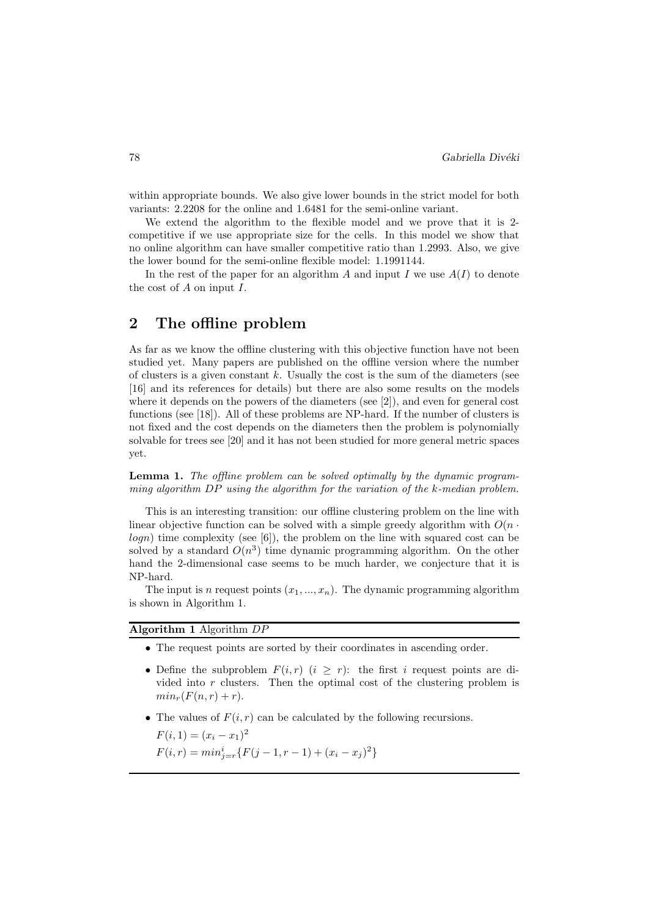within appropriate bounds. We also give lower bounds in the strict model for both variants: 2.2208 for the online and 1.6481 for the semi-online variant.

We extend the algorithm to the flexible model and we prove that it is 2-competitive if we use appropriate size for the cells. In this model we show that no online algorithm can have smaller competitive ratio than 1.2993. Also, we give the lower bound for the semi-online flexible model: 1.1991144.

In the rest of the paper for an algorithm $A$ and input $I$ we use $A(I)$ to denote the cost of $A$ on input $I$.

## 2 The offline problem

As far as we know the offline clustering with this objective function have not been studied yet. Many papers are published on the offline version where the number of clusters is a given constant $k$. Usually the cost is the sum of the diameters (see [16] and its references for details) but there are also some results on the models where it depends on the powers of the diameters (see [2]), and even for general cost functions (see [18]). All of these problems are NP-hard. If the number of clusters is not fixed and the cost depends on the diameters then the problem is polynomially solvable for trees see [20] and it has not been studied for more general metric spaces yet.

**Lemma 1.** *The offline problem can be solved optimally by the dynamic programming algorithm DP using the algorithm for the variation of the k-median problem.*

This is an interesting transition: our offline clustering problem on the line with linear objective function can be solved with a simple greedy algorithm with $O(n \cdot logn)$ time complexity (see [6]), the problem on the line with squared cost can be solved by a standard $O(n^3)$ time dynamic programming algorithm. On the other hand the 2-dimensional case seems to be much harder, we conjecture that it is NP-hard.

The input is $n$ request points $(x_1, ..., x_n)$. The dynamic programming algorithm is shown in Algorithm 1.

**Algorithm 1** Algorithm $DP$

- The request points are sorted by their coordinates in ascending order.
- Define the subproblem $F(i, r)$ $(i \geq r)$: the first $i$ request points are divided into $r$ clusters. Then the optimal cost of the clustering problem is $min_r(F(n, r) + r)$.
- The values of $F(i, r)$ can be calculated by the following recursions.

  $F(i, 1) = (x_i - x_1)^2$

  $F(i, r) = min_{j=r}^{i}\{F(j - 1, r - 1) + (x_i - x_j)^2\}$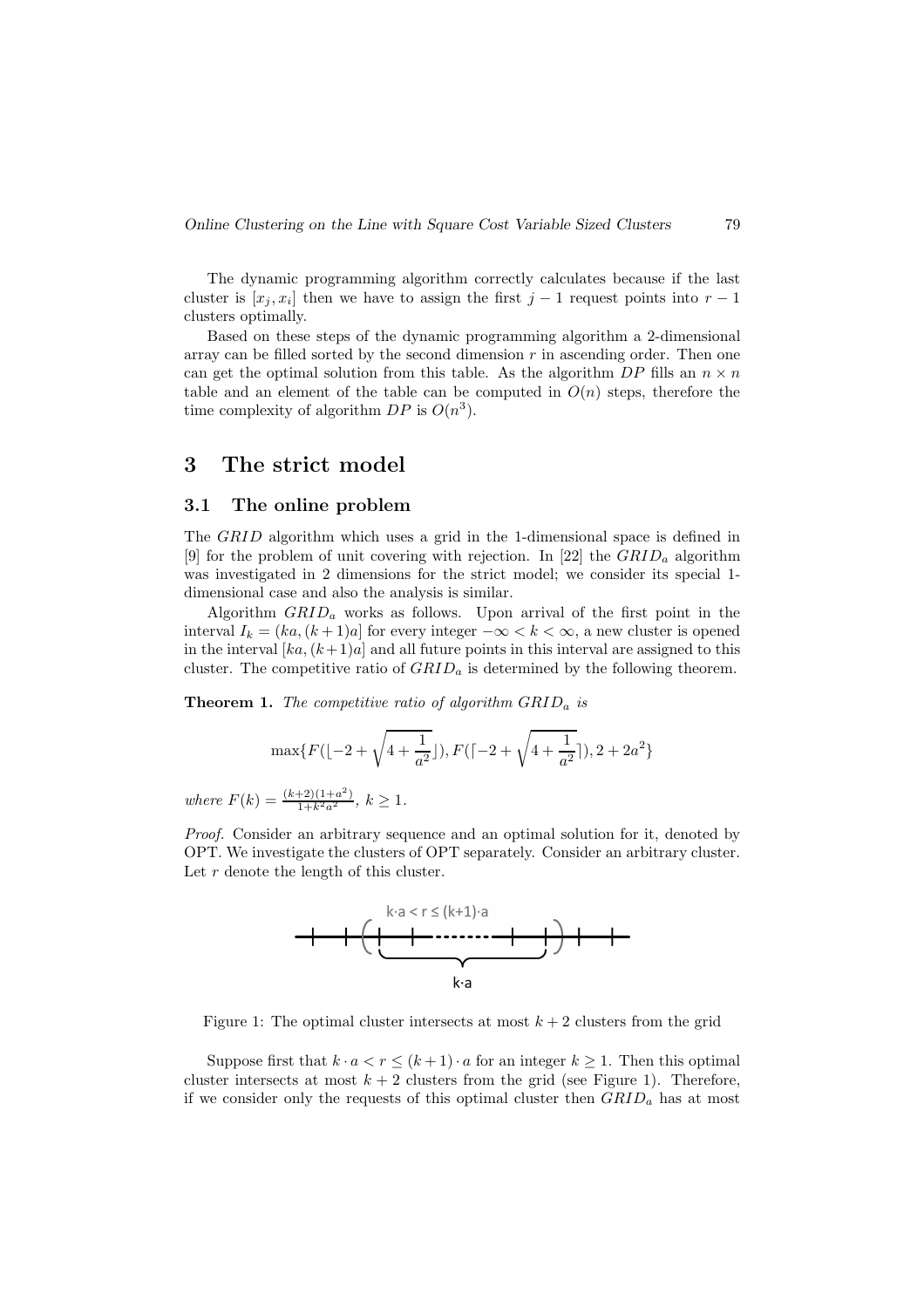The dynamic programming algorithm correctly calculates because if the last cluster is $[x_j, x_i]$ then we have to assign the first $j-1$ request points into $r-1$ clusters optimally.

Based on these steps of the dynamic programming algorithm a 2-dimensional array can be filled sorted by the second dimension $r$ in ascending order. Then one can get the optimal solution from this table. As the algorithm $DP$ fills an $n \times n$ table and an element of the table can be computed in $O(n)$ steps, therefore the time complexity of algorithm $DP$ is $O(n^3)$.

# 3 The strict model

## 3.1 The online problem

The $GRID$ algorithm which uses a grid in the 1-dimensional space is defined in [9] for the problem of unit covering with rejection. In [22] the $GRID_a$ algorithm was investigated in 2 dimensions for the strict model; we consider its special 1-dimensional case and also the analysis is similar.

Algorithm $GRID_a$ works as follows. Upon arrival of the first point in the interval $I_k = (ka, (k+1)a]$ for every integer $-\infty < k < \infty$, a new cluster is opened in the interval $[ka, (k+1)a]$ and all future points in this interval are assigned to this cluster. The competitive ratio of $GRID_a$ is determined by the following theorem.

**Theorem 1.** *The competitive ratio of algorithm $GRID_a$ is*

$$\max\{F(\lfloor -2 + \sqrt{4 + \frac{1}{a^2}} \rfloor), F(\lceil -2 + \sqrt{4 + \frac{1}{a^2}} \rceil), 2 + 2a^2\}$$

*where* $F(k) = \frac{(k+2)(1+a^2)}{1+k^2a^2}$, $k \geq 1$.

*Proof.* Consider an arbitrary sequence and an optimal solution for it, denoted by OPT. We investigate the clusters of OPT separately. Consider an arbitrary cluster. Let $r$ denote the length of this cluster.

Figure 1: The optimal cluster intersects at most $k+2$ clusters from the grid

Suppose first that $k \cdot a < r \leq (k+1) \cdot a$ for an integer $k \geq 1$. Then this optimal cluster intersects at most $k+2$ clusters from the grid (see Figure 1). Therefore, if we consider only the requests of this optimal cluster then $GRID_a$ has at most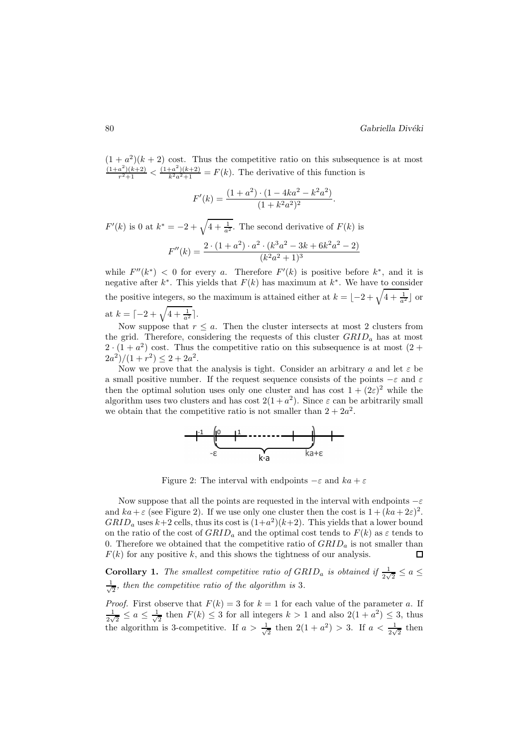$(1+a^2)(k+2)$ cost. Thus the competitive ratio on this subsequence is at most $\frac{(1+a^2)(k+2)}{r^2+1} < \frac{(1+a^2)(k+2)}{k^2a^2+1} = F(k)$. The derivative of this function is

$$F'(k) = \frac{(1+a^2)\cdot(1-4ka^2-k^2a^2)}{(1+k^2a^2)^2}.$$

$F'(k)$ is 0 at $k^* = -2+\sqrt{4+\frac{1}{a^2}}$. The second derivative of $F(k)$ is

$$F''(k) = \frac{2\cdot(1+a^2)\cdot a^2\cdot(k^3a^2-3k+6k^2a^2-2)}{(k^2a^2+1)^3}$$

while $F''(k^*) < 0$ for every $a$. Therefore $F'(k)$ is positive before $k^*$, and it is negative after $k^*$. This yields that $F(k)$ has maximum at $k^*$. We have to consider the positive integers, so the maximum is attained either at $k = \lfloor -2+\sqrt{4+\frac{1}{a^2}} \rfloor$ or at $k = \lceil -2+\sqrt{4+\frac{1}{a^2}} \rceil$.

Now suppose that $r \leq a$. Then the cluster intersects at most 2 clusters from the grid. Therefore, considering the requests of this cluster $GRID_a$ has at most $2\cdot(1+a^2)$ cost. Thus the competitive ratio on this subsequence is at most $(2+2a^2)/(1+r^2) \leq 2+2a^2$.

Now we prove that the analysis is tight. Consider an arbitrary $a$ and let $\varepsilon$ be a small positive number. If the request sequence consists of the points $-\varepsilon$ and $\varepsilon$ then the optimal solution uses only one cluster and has cost $1+(2\varepsilon)^2$ while the algorithm uses two clusters and has cost $2(1+a^2)$. Since $\varepsilon$ can be arbitrarily small we obtain that the competitive ratio is not smaller than $2+2a^2$.

Figure 2: The interval with endpoints $-\varepsilon$ and $ka+\varepsilon$

Now suppose that all the points are requested in the interval with endpoints $-\varepsilon$ and $ka+\varepsilon$ (see Figure 2). If we use only one cluster then the cost is $1+(ka+2\varepsilon)^2$. $GRID_a$ uses $k+2$ cells, thus its cost is $(1+a^2)(k+2)$. This yields that a lower bound on the ratio of the cost of $GRID_a$ and the optimal cost tends to $F(k)$ as $\varepsilon$ tends to 0. Therefore we obtained that the competitive ratio of $GRID_a$ is not smaller than $F(k)$ for any positive $k$, and this shows the tightness of our analysis. □

**Corollary 1.** *The smallest competitive ratio of $GRID_a$ is obtained if $\frac{1}{2\sqrt{2}} \leq a \leq \frac{1}{\sqrt{2}}$, then the competitive ratio of the algorithm is 3.*

*Proof.* First observe that $F(k) = 3$ for $k = 1$ for each value of the parameter $a$. If $\frac{1}{2\sqrt{2}} \leq a \leq \frac{1}{\sqrt{2}}$ then $F(k) \leq 3$ for all integers $k > 1$ and also $2(1+a^2) \leq 3$, thus the algorithm is 3-competitive. If $a > \frac{1}{\sqrt{2}}$ then $2(1+a^2) > 3$. If $a < \frac{1}{2\sqrt{2}}$ then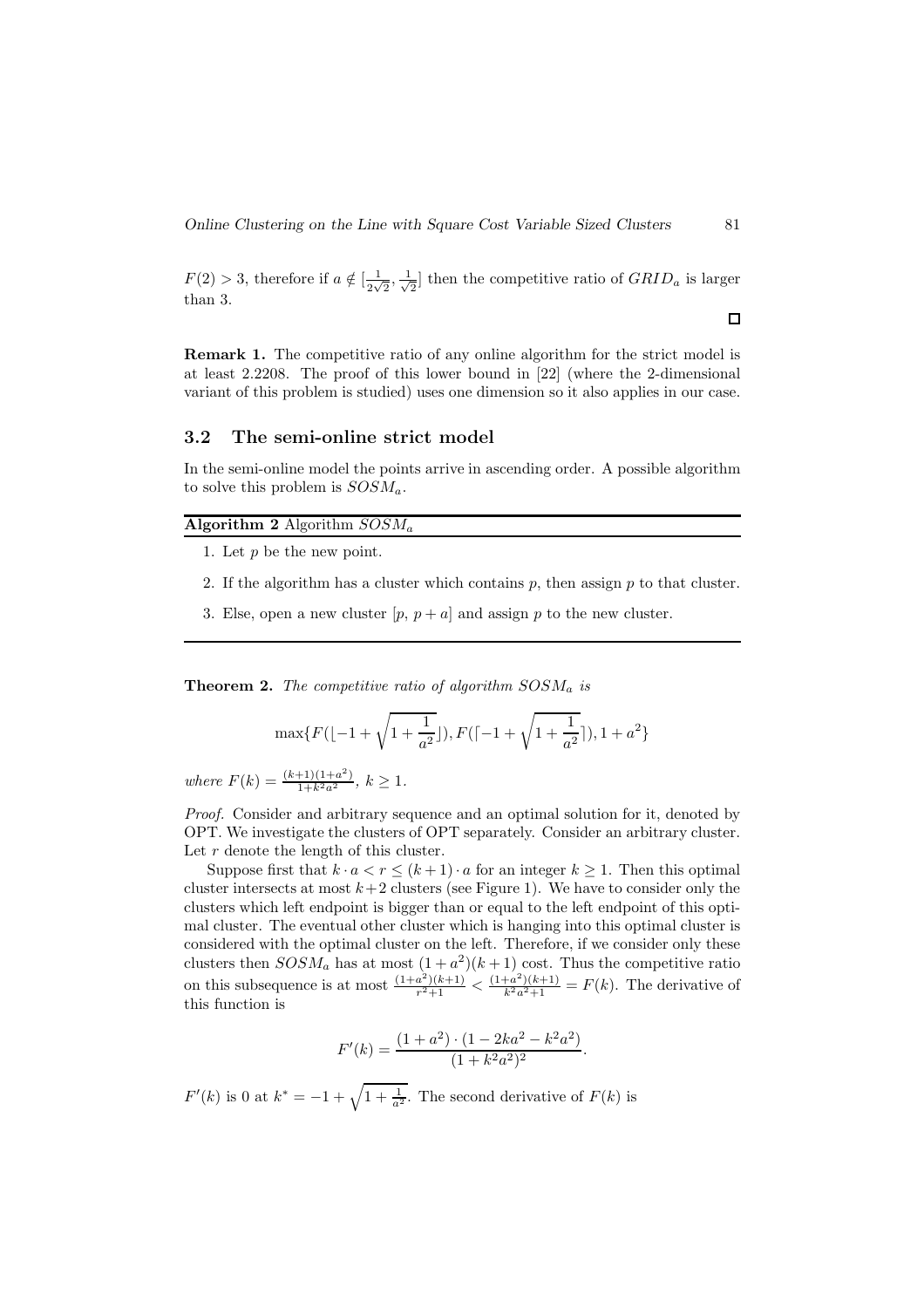$F(2) > 3$, therefore if $a \notin [\frac{1}{2\sqrt{2}}, \frac{1}{\sqrt{2}}]$ then the competitive ratio of $GRID_a$ is larger than 3.

□

**Remark 1.** The competitive ratio of any online algorithm for the strict model is at least 2.2208. The proof of this lower bound in [22] (where the 2-dimensional variant of this problem is studied) uses one dimension so it also applies in our case.

## 3.2 The semi-online strict model

In the semi-online model the points arrive in ascending order. A possible algorithm to solve this problem is $SOSM_a$.

**Algorithm 2** Algorithm $SOSM_a$

1. Let $p$ be the new point.
2. If the algorithm has a cluster which contains $p$, then assign $p$ to that cluster.
3. Else, open a new cluster $[p,\, p + a]$ and assign $p$ to the new cluster.

**Theorem 2.** *The competitive ratio of algorithm $SOSM_a$ is*

$$\max\{F(\lfloor -1 + \sqrt{1 + \frac{1}{a^2}} \rfloor), F(\lceil -1 + \sqrt{1 + \frac{1}{a^2}} \rceil), 1 + a^2\}$$

*where* $F(k) = \frac{(k+1)(1+a^2)}{1+k^2a^2}$*,* $k \geq 1$*.*

*Proof.* Consider and arbitrary sequence and an optimal solution for it, denoted by OPT. We investigate the clusters of OPT separately. Consider an arbitrary cluster. Let $r$ denote the length of this cluster.

Suppose first that $k \cdot a < r \leq (k + 1) \cdot a$ for an integer $k \geq 1$. Then this optimal cluster intersects at most $k+2$ clusters (see Figure 1). We have to consider only the clusters which left endpoint is bigger than or equal to the left endpoint of this optimal cluster. The eventual other cluster which is hanging into this optimal cluster is considered with the optimal cluster on the left. Therefore, if we consider only these clusters then $SOSM_a$ has at most $(1 + a^2)(k + 1)$ cost. Thus the competitive ratio on this subsequence is at most $\frac{(1+a^2)(k+1)}{r^2+1} < \frac{(1+a^2)(k+1)}{k^2a^2+1} = F(k)$. The derivative of this function is

$$F'(k) = \frac{(1 + a^2) \cdot (1 - 2ka^2 - k^2a^2)}{(1 + k^2a^2)^2}.$$

$F'(k)$ is 0 at $k^* = -1 + \sqrt{1 + \frac{1}{a^2}}$. The second derivative of $F(k)$ is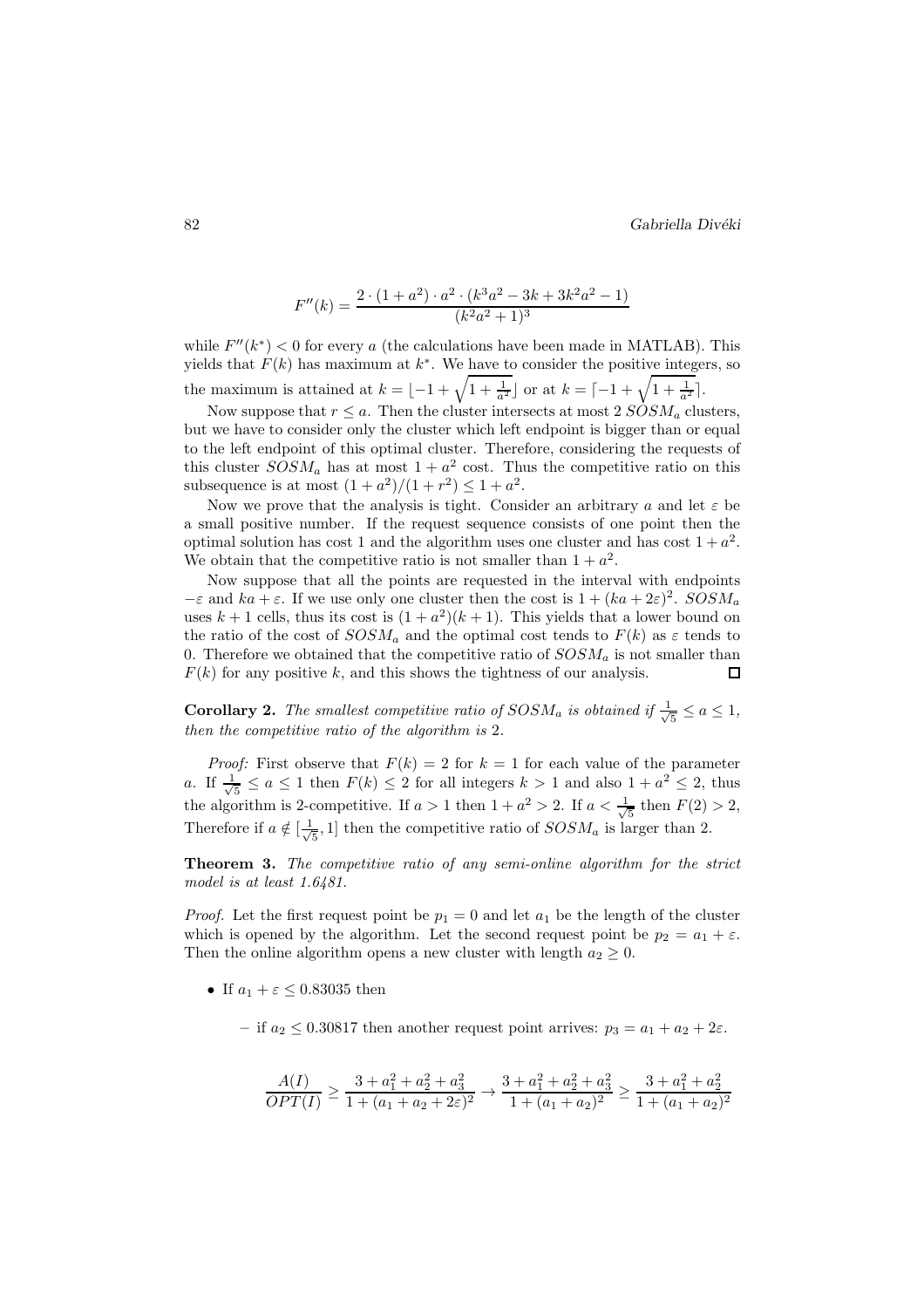$$F''(k) = \frac{2 \cdot (1+a^2) \cdot a^2 \cdot (k^3a^2 - 3k + 3k^2a^2 - 1)}{(k^2a^2+1)^3}$$

while $F''(k^*) < 0$ for every $a$ (the calculations have been made in MATLAB). This yields that $F(k)$ has maximum at $k^*$. We have to consider the positive integers, so the maximum is attained at $k = \lfloor -1 + \sqrt{1 + \frac{1}{a^2}} \rfloor$ or at $k = \lceil -1 + \sqrt{1 + \frac{1}{a^2}} \rceil$.

Now suppose that $r \leq a$. Then the cluster intersects at most 2 $SOSM_a$ clusters, but we have to consider only the cluster which left endpoint is bigger than or equal to the left endpoint of this optimal cluster. Therefore, considering the requests of this cluster $SOSM_a$ has at most $1 + a^2$ cost. Thus the competitive ratio on this subsequence is at most $(1+a^2)/(1+r^2) \leq 1 + a^2$.

Now we prove that the analysis is tight. Consider an arbitrary $a$ and let $\varepsilon$ be a small positive number. If the request sequence consists of one point then the optimal solution has cost 1 and the algorithm uses one cluster and has cost $1 + a^2$. We obtain that the competitive ratio is not smaller than $1 + a^2$.

Now suppose that all the points are requested in the interval with endpoints $-\varepsilon$ and $ka + \varepsilon$. If we use only one cluster then the cost is $1 + (ka + 2\varepsilon)^2$. $SOSM_a$ uses $k+1$ cells, thus its cost is $(1+a^2)(k+1)$. This yields that a lower bound on the ratio of the cost of $SOSM_a$ and the optimal cost tends to $F(k)$ as $\varepsilon$ tends to 0. Therefore we obtained that the competitive ratio of $SOSM_a$ is not smaller than $F(k)$ for any positive $k$, and this shows the tightness of our analysis. ☐

**Corollary 2.** *The smallest competitive ratio of $SOSM_a$ is obtained if $\frac{1}{\sqrt{5}} \leq a \leq 1$, then the competitive ratio of the algorithm is 2.*

*Proof:* First observe that $F(k) = 2$ for $k = 1$ for each value of the parameter $a$. If $\frac{1}{\sqrt{5}} \leq a \leq 1$ then $F(k) \leq 2$ for all integers $k > 1$ and also $1 + a^2 \leq 2$, thus the algorithm is 2-competitive. If $a > 1$ then $1 + a^2 > 2$. If $a < \frac{1}{\sqrt{5}}$ then $F(2) > 2$, Therefore if $a \notin [\frac{1}{\sqrt{5}}, 1]$ then the competitive ratio of $SOSM_a$ is larger than 2.

**Theorem 3.** *The competitive ratio of any semi-online algorithm for the strict model is at least 1.6481.*

*Proof.* Let the first request point be $p_1 = 0$ and let $a_1$ be the length of the cluster which is opened by the algorithm. Let the second request point be $p_2 = a_1 + \varepsilon$. Then the online algorithm opens a new cluster with length $a_2 \geq 0$.

- If $a_1 + \varepsilon \leq 0.83035$ then
  - if $a_2 \leq 0.30817$ then another request point arrives: $p_3 = a_1 + a_2 + 2\varepsilon$.

$$\frac{A(I)}{OPT(I)} \geq \frac{3 + a_1^2 + a_2^2 + a_3^2}{1 + (a_1 + a_2 + 2\varepsilon)^2} \to \frac{3 + a_1^2 + a_2^2 + a_3^2}{1 + (a_1 + a_2)^2} \geq \frac{3 + a_1^2 + a_2^2}{1 + (a_1 + a_2)^2}$$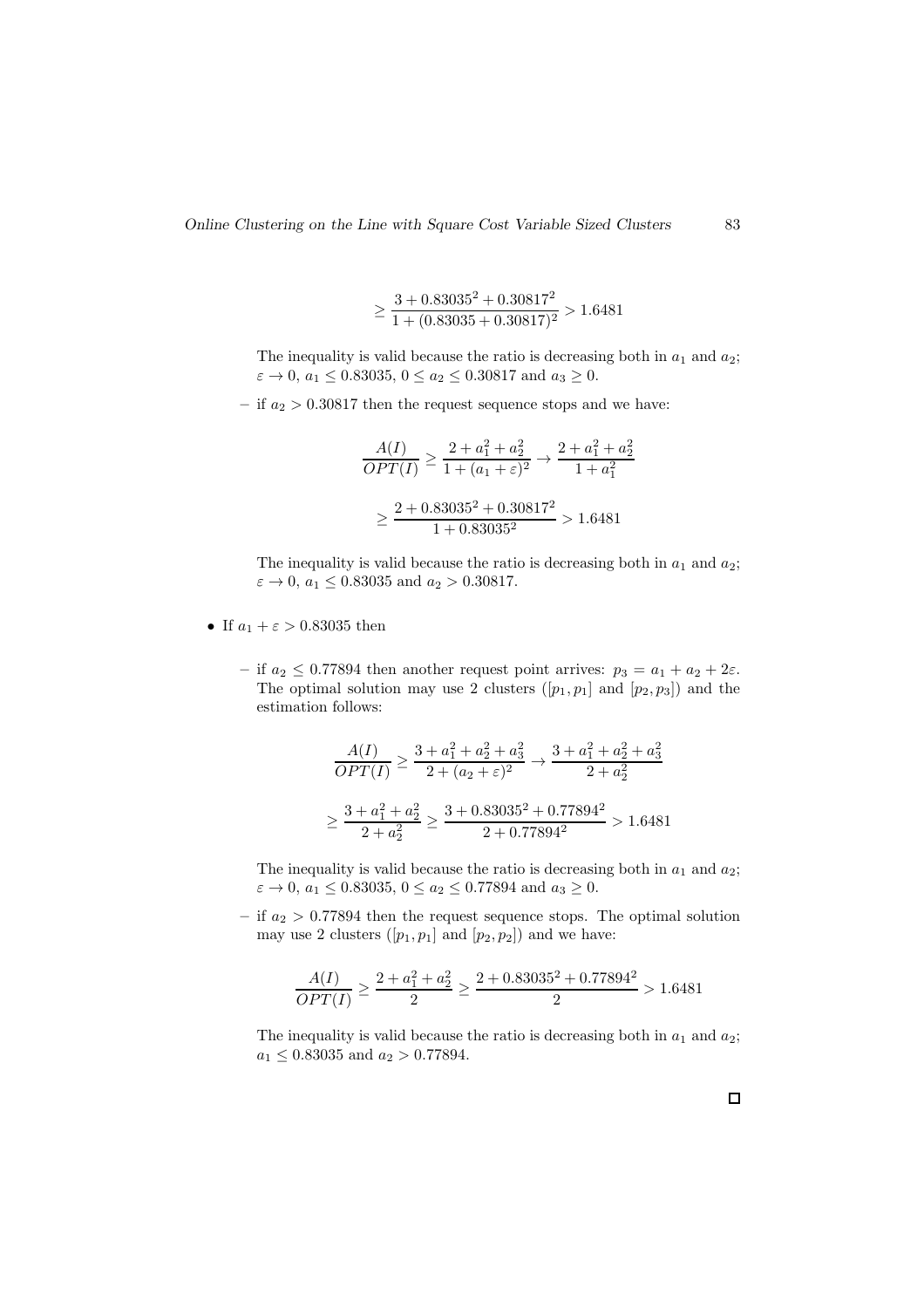$$\geq \frac{3 + 0.83035^2 + 0.30817^2}{1 + (0.83035 + 0.30817)^2} > 1.6481$$

The inequality is valid because the ratio is decreasing both in $a_1$ and $a_2$; $\varepsilon \to 0$, $a_1 \leq 0.83035$, $0 \leq a_2 \leq 0.30817$ and $a_3 \geq 0$.

– if $a_2 > 0.30817$ then the request sequence stops and we have:

$$\frac{A(I)}{OPT(I)} \geq \frac{2 + a_1^2 + a_2^2}{1 + (a_1 + \varepsilon)^2} \to \frac{2 + a_1^2 + a_2^2}{1 + a_1^2}$$

$$\geq \frac{2 + 0.83035^2 + 0.30817^2}{1 + 0.83035^2} > 1.6481$$

The inequality is valid because the ratio is decreasing both in $a_1$ and $a_2$; $\varepsilon \to 0$, $a_1 \leq 0.83035$ and $a_2 > 0.30817$.

- If $a_1 + \varepsilon > 0.83035$ then

  – if $a_2 \leq 0.77894$ then another request point arrives: $p_3 = a_1 + a_2 + 2\varepsilon$. The optimal solution may use 2 clusters ($[p_1, p_1]$ and $[p_2, p_3]$) and the estimation follows:

$$\frac{A(I)}{OPT(I)} \geq \frac{3 + a_1^2 + a_2^2 + a_3^2}{2 + (a_2 + \varepsilon)^2} \to \frac{3 + a_1^2 + a_2^2 + a_3^2}{2 + a_2^2}$$

$$\geq \frac{3 + a_1^2 + a_2^2}{2 + a_2^2} \geq \frac{3 + 0.83035^2 + 0.77894^2}{2 + 0.77894^2} > 1.6481$$

The inequality is valid because the ratio is decreasing both in $a_1$ and $a_2$; $\varepsilon \to 0$, $a_1 \leq 0.83035$, $0 \leq a_2 \leq 0.77894$ and $a_3 \geq 0$.

  – if $a_2 > 0.77894$ then the request sequence stops. The optimal solution may use 2 clusters ($[p_1, p_1]$ and $[p_2, p_2]$) and we have:

$$\frac{A(I)}{OPT(I)} \geq \frac{2 + a_1^2 + a_2^2}{2} \geq \frac{2 + 0.83035^2 + 0.77894^2}{2} > 1.6481$$

The inequality is valid because the ratio is decreasing both in $a_1$ and $a_2$; $a_1 \leq 0.83035$ and $a_2 > 0.77894$.

□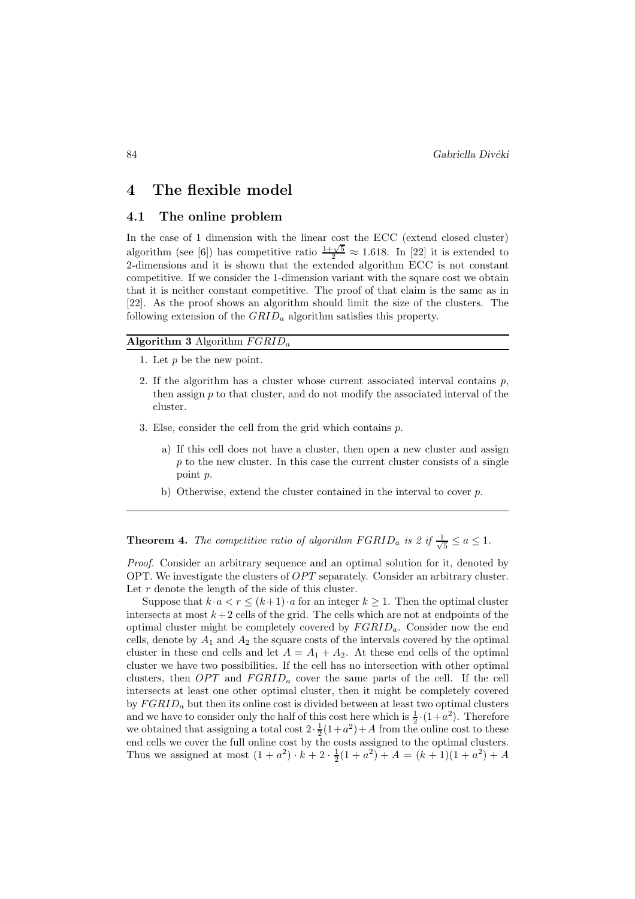## 4 The flexible model

### 4.1 The online problem

In the case of 1 dimension with the linear cost the ECC (extend closed cluster) algorithm (see [6]) has competitive ratio $\frac{1+\sqrt{5}}{2} \approx 1.618$. In [22] it is extended to 2-dimensions and it is shown that the extended algorithm ECC is not constant competitive. If we consider the 1-dimension variant with the square cost we obtain that it is neither constant competitive. The proof of that claim is the same as in [22]. As the proof shows an algorithm should limit the size of the clusters. The following extension of the $GRID_a$ algorithm satisfies this property.

**Algorithm 3** Algorithm $FGRID_a$

1. Let $p$ be the new point.
2. If the algorithm has a cluster whose current associated interval contains $p$, then assign $p$ to that cluster, and do not modify the associated interval of the cluster.
3. Else, consider the cell from the grid which contains $p$.
   a) If this cell does not have a cluster, then open a new cluster and assign $p$ to the new cluster. In this case the current cluster consists of a single point $p$.
   b) Otherwise, extend the cluster contained in the interval to cover $p$.

**Theorem 4.** *The competitive ratio of algorithm $FGRID_a$ is 2 if $\frac{1}{\sqrt{5}} \leq a \leq 1$.*

*Proof.* Consider an arbitrary sequence and an optimal solution for it, denoted by OPT. We investigate the clusters of $OPT$ separately. Consider an arbitrary cluster. Let $r$ denote the length of the side of this cluster.

Suppose that $k \cdot a < r \leq (k+1) \cdot a$ for an integer $k \geq 1$. Then the optimal cluster intersects at most $k+2$ cells of the grid. The cells which are not at endpoints of the optimal cluster might be completely covered by $FGRID_a$. Consider now the end cells, denote by $A_1$ and $A_2$ the square costs of the intervals covered by the optimal cluster in these end cells and let $A = A_1 + A_2$. At these end cells of the optimal cluster we have two possibilities. If the cell has no intersection with other optimal clusters, then $OPT$ and $FGRID_a$ cover the same parts of the cell. If the cell intersects at least one other optimal cluster, then it might be completely covered by $FGRID_a$ but then its online cost is divided between at least two optimal clusters and we have to consider only the half of this cost here which is $\frac{1}{2} \cdot (1+a^2)$. Therefore we obtained that assigning a total cost $2 \cdot \frac{1}{2}(1+a^2) + A$ from the online cost to these end cells we cover the full online cost by the costs assigned to the optimal clusters. Thus we assigned at most $(1+a^2) \cdot k + 2 \cdot \frac{1}{2}(1+a^2) + A = (k+1)(1+a^2) + A$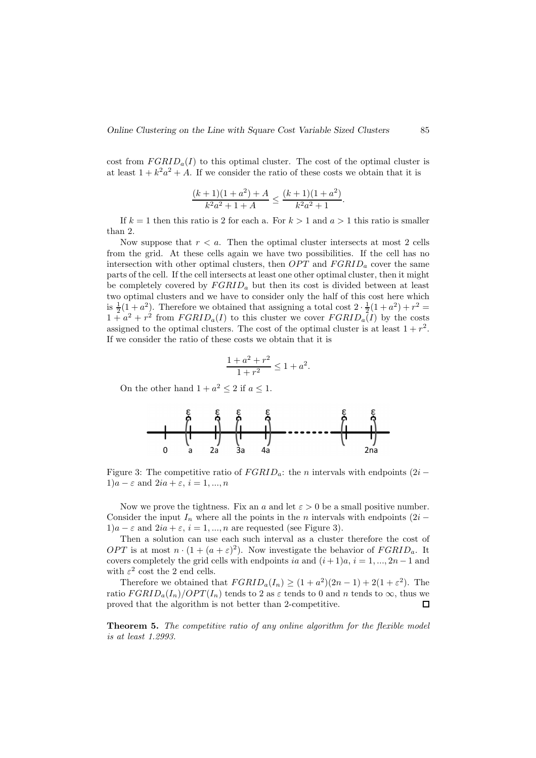cost from $FGRID_a(I)$ to this optimal cluster. The cost of the optimal cluster is at least $1 + k^2a^2 + A$. If we consider the ratio of these costs we obtain that it is

$$\frac{(k+1)(1+a^2)+A}{k^2a^2+1+A} \leq \frac{(k+1)(1+a^2)}{k^2a^2+1}.$$

If $k = 1$ then this ratio is 2 for each a. For $k > 1$ and $a > 1$ this ratio is smaller than 2.

Now suppose that $r < a$. Then the optimal cluster intersects at most 2 cells from the grid. At these cells again we have two possibilities. If the cell has no intersection with other optimal clusters, then $OPT$ and $FGRID_a$ cover the same parts of the cell. If the cell intersects at least one other optimal cluster, then it might be completely covered by $FGRID_a$ but then its cost is divided between at least two optimal clusters and we have to consider only the half of this cost here which is $\frac{1}{2}(1+a^2)$. Therefore we obtained that assigning a total cost $2 \cdot \frac{1}{2}(1+a^2) + r^2 = 1 + a^2 + r^2$ from $FGRID_a(I)$ to this cluster we cover $FGRID_a(I)$ by the costs assigned to the optimal clusters. The cost of the optimal cluster is at least $1 + r^2$. If we consider the ratio of these costs we obtain that it is

$$\frac{1+a^2+r^2}{1+r^2} \leq 1 + a^2.$$

On the other hand $1 + a^2 \leq 2$ if $a \leq 1$.

Figure 3: The competitive ratio of $FGRID_a$: the $n$ intervals with endpoints $(2i-1)a - \varepsilon$ and $2ia + \varepsilon$, $i = 1, ..., n$

Now we prove the tightness. Fix an $a$ and let $\varepsilon > 0$ be a small positive number. Consider the input $I_n$ where all the points in the $n$ intervals with endpoints $(2i-1)a - \varepsilon$ and $2ia + \varepsilon$, $i = 1, ..., n$ are requested (see Figure 3).

Then a solution can use each such interval as a cluster therefore the cost of $OPT$ is at most $n \cdot (1 + (a+\varepsilon)^2)$. Now investigate the behavior of $FGRID_a$. It covers completely the grid cells with endpoints $ia$ and $(i+1)a$, $i = 1, ..., 2n-1$ and with $\varepsilon^2$ cost the 2 end cells.

Therefore we obtained that $FGRID_a(I_n) \geq (1+a^2)(2n-1) + 2(1+\varepsilon^2)$. The ratio $FGRID_a(I_n)/OPT(I_n)$ tends to 2 as $\varepsilon$ tends to 0 and $n$ tends to $\infty$, thus we proved that the algorithm is not better than 2-competitive. □

**Theorem 5.** *The competitive ratio of any online algorithm for the flexible model is at least 1.2993.*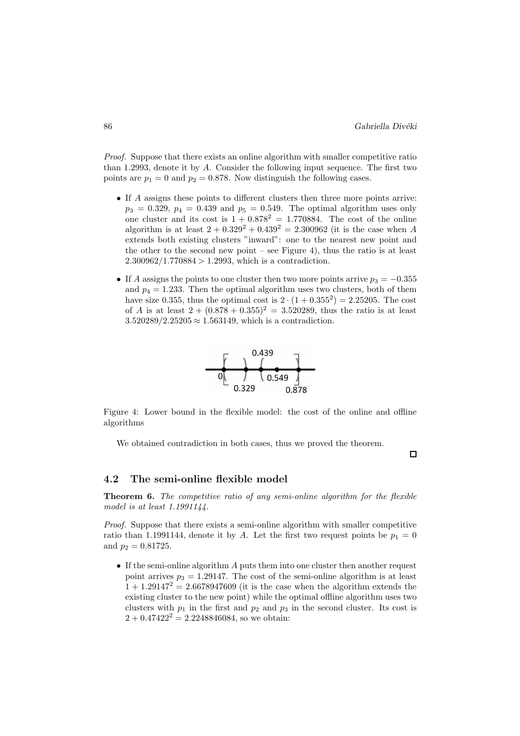*Proof.* Suppose that there exists an online algorithm with smaller competitive ratio than 1.2993, denote it by $A$. Consider the following input sequence. The first two points are $p_1 = 0$ and $p_2 = 0.878$. Now distinguish the following cases.

- If $A$ assigns these points to different clusters then three more points arrive: $p_3 = 0.329$, $p_4 = 0.439$ and $p_5 = 0.549$. The optimal algorithm uses only one cluster and its cost is $1 + 0.878^2 = 1.770884$. The cost of the online algorithm is at least $2 + 0.329^2 + 0.439^2 = 2.300962$ (it is the case when $A$ extends both existing clusters "inward": one to the nearest new point and the other to the second new point – see Figure 4), thus the ratio is at least $2.300962/1.770884 > 1.2993$, which is a contradiction.
- If $A$ assigns the points to one cluster then two more points arrive $p_3 = -0.355$ and $p_4 = 1.233$. Then the optimal algorithm uses two clusters, both of them have size 0.355, thus the optimal cost is $2 \cdot (1 + 0.355^2) = 2.25205$. The cost of $A$ is at least $2 + (0.878 + 0.355)^2 = 3.520289$, thus the ratio is at least $3.520289/2.25205 \approx 1.563149$, which is a contradiction.

Figure 4: Lower bound in the flexible model: the cost of the online and offline algorithms

We obtained contradiction in both cases, thus we proved the theorem. □

## 4.2 The semi-online flexible model

**Theorem 6.** *The competitive ratio of any semi-online algorithm for the flexible model is at least 1.1991144.*

*Proof.* Suppose that there exists a semi-online algorithm with smaller competitive ratio than 1.1991144, denote it by $A$. Let the first two request points be $p_1 = 0$ and $p_2 = 0.81725$.

- If the semi-online algorithm $A$ puts them into one cluster then another request point arrives $p_3 = 1.29147$. The cost of the semi-online algorithm is at least $1 + 1.29147^2 = 2.6678947609$ (it is the case when the algorithm extends the existing cluster to the new point) while the optimal offline algorithm uses two clusters with $p_1$ in the first and $p_2$ and $p_3$ in the second cluster. Its cost is $2 + 0.47422^2 = 2.2248846084$, so we obtain: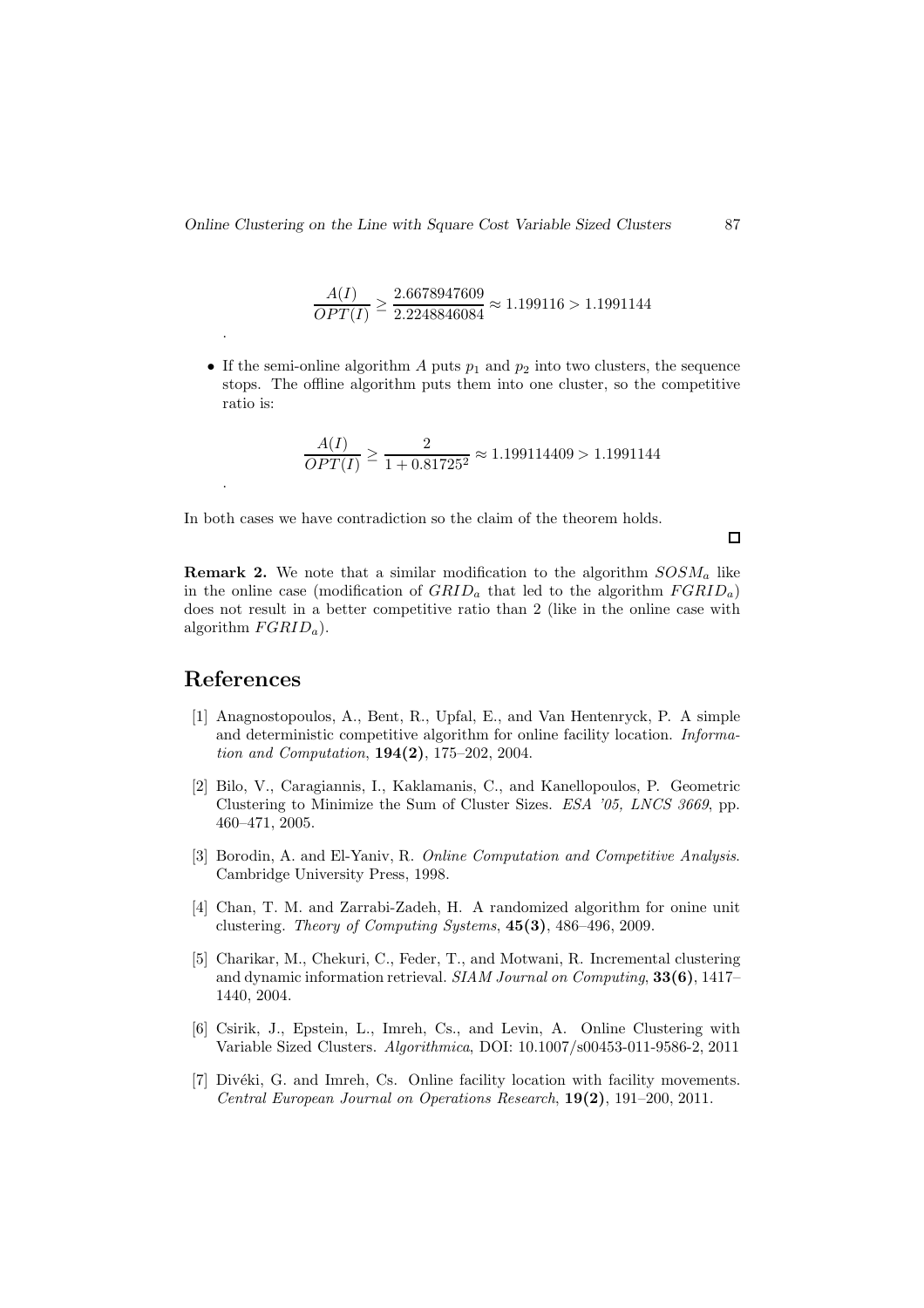$$\frac{A(I)}{OPT(I)} \geq \frac{2.6678947609}{2.2248846084} \approx 1.199116 > 1.1991144$$

.

- If the semi-online algorithm $A$ puts $p_1$ and $p_2$ into two clusters, the sequence stops. The offline algorithm puts them into one cluster, so the competitive ratio is:

$$\frac{A(I)}{OPT(I)} \geq \frac{2}{1 + 0.81725^2} \approx 1.199114409 > 1.1991144$$

.

In both cases we have contradiction so the claim of the theorem holds. □

**Remark 2.** We note that a similar modification to the algorithm $SOSM_a$ like in the online case (modification of $GRID_a$ that led to the algorithm $FGRID_a$) does not result in a better competitive ratio than 2 (like in the online case with algorithm $FGRID_a$).

# References

[1] Anagnostopoulos, A., Bent, R., Upfal, E., and Van Hentenryck, P. A simple and deterministic competitive algorithm for online facility location. *Information and Computation*, **194(2)**, 175–202, 2004.

[2] Bilo, V., Caragiannis, I., Kaklamanis, C., and Kanellopoulos, P. Geometric Clustering to Minimize the Sum of Cluster Sizes. *ESA '05, LNCS 3669*, pp. 460–471, 2005.

[3] Borodin, A. and El-Yaniv, R. *Online Computation and Competitive Analysis*. Cambridge University Press, 1998.

[4] Chan, T. M. and Zarrabi-Zadeh, H. A randomized algorithm for onine unit clustering. *Theory of Computing Systems*, **45(3)**, 486–496, 2009.

[5] Charikar, M., Chekuri, C., Feder, T., and Motwani, R. Incremental clustering and dynamic information retrieval. *SIAM Journal on Computing*, **33(6)**, 1417–1440, 2004.

[6] Csirik, J., Epstein, L., Imreh, Cs., and Levin, A. Online Clustering with Variable Sized Clusters. *Algorithmica*, DOI: 10.1007/s00453-011-9586-2, 2011

[7] Divéki, G. and Imreh, Cs. Online facility location with facility movements. *Central European Journal on Operations Research*, **19(2)**, 191–200, 2011.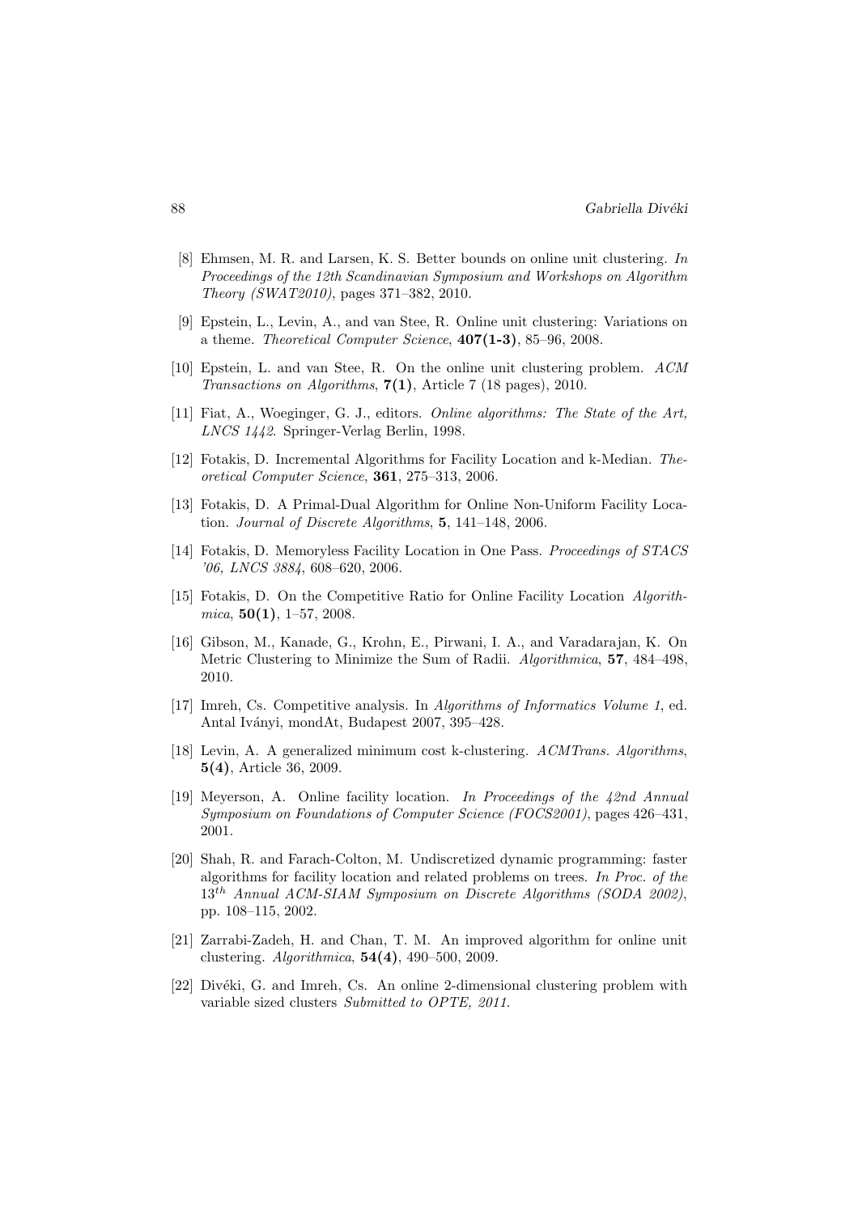[8] Ehmsen, M. R. and Larsen, K. S. Better bounds on online unit clustering. *In Proceedings of the 12th Scandinavian Symposium and Workshops on Algorithm Theory (SWAT2010)*, pages 371–382, 2010.

[9] Epstein, L., Levin, A., and van Stee, R. Online unit clustering: Variations on a theme. *Theoretical Computer Science*, **407(1-3)**, 85–96, 2008.

[10] Epstein, L. and van Stee, R. On the online unit clustering problem. *ACM Transactions on Algorithms*, **7(1)**, Article 7 (18 pages), 2010.

[11] Fiat, A., Woeginger, G. J., editors. *Online algorithms: The State of the Art, LNCS 1442*. Springer-Verlag Berlin, 1998.

[12] Fotakis, D. Incremental Algorithms for Facility Location and k-Median. *Theoretical Computer Science*, **361**, 275–313, 2006.

[13] Fotakis, D. A Primal-Dual Algorithm for Online Non-Uniform Facility Location. *Journal of Discrete Algorithms*, **5**, 141–148, 2006.

[14] Fotakis, D. Memoryless Facility Location in One Pass. *Proceedings of STACS '06, LNCS 3884*, 608–620, 2006.

[15] Fotakis, D. On the Competitive Ratio for Online Facility Location *Algorithmica*, **50(1)**, 1–57, 2008.

[16] Gibson, M., Kanade, G., Krohn, E., Pirwani, I. A., and Varadarajan, K. On Metric Clustering to Minimize the Sum of Radii. *Algorithmica*, **57**, 484–498, 2010.

[17] Imreh, Cs. Competitive analysis. In *Algorithms of Informatics Volume 1*, ed. Antal Iványi, mondAt, Budapest 2007, 395–428.

[18] Levin, A. A generalized minimum cost k-clustering. *ACMTrans. Algorithms*, **5(4)**, Article 36, 2009.

[19] Meyerson, A. Online facility location. *In Proceedings of the 42nd Annual Symposium on Foundations of Computer Science (FOCS2001)*, pages 426–431, 2001.

[20] Shah, R. and Farach-Colton, M. Undiscretized dynamic programming: faster algorithms for facility location and related problems on trees. *In Proc. of the $13^{th}$ Annual ACM-SIAM Symposium on Discrete Algorithms (SODA 2002)*, pp. 108–115, 2002.

[21] Zarrabi-Zadeh, H. and Chan, T. M. An improved algorithm for online unit clustering. *Algorithmica*, **54(4)**, 490–500, 2009.

[22] Divéki, G. and Imreh, Cs. An online 2-dimensional clustering problem with variable sized clusters *Submitted to OPTE, 2011.*